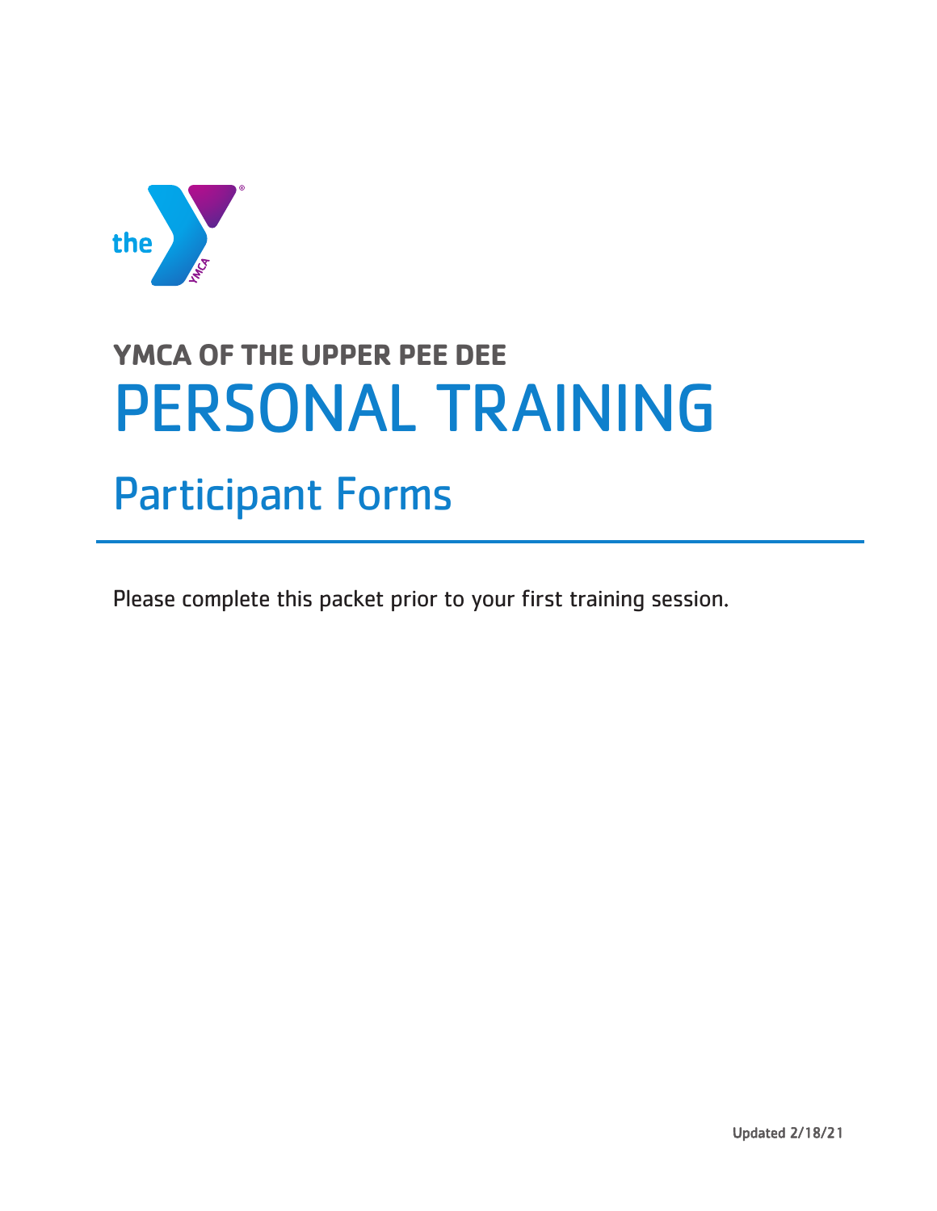**YMCA OF THE UPPER PEE DEE**

# PERSONAL TRAINING

## Participant Forms

Please complete this packet prior to your first training session.

Updated 2/18/21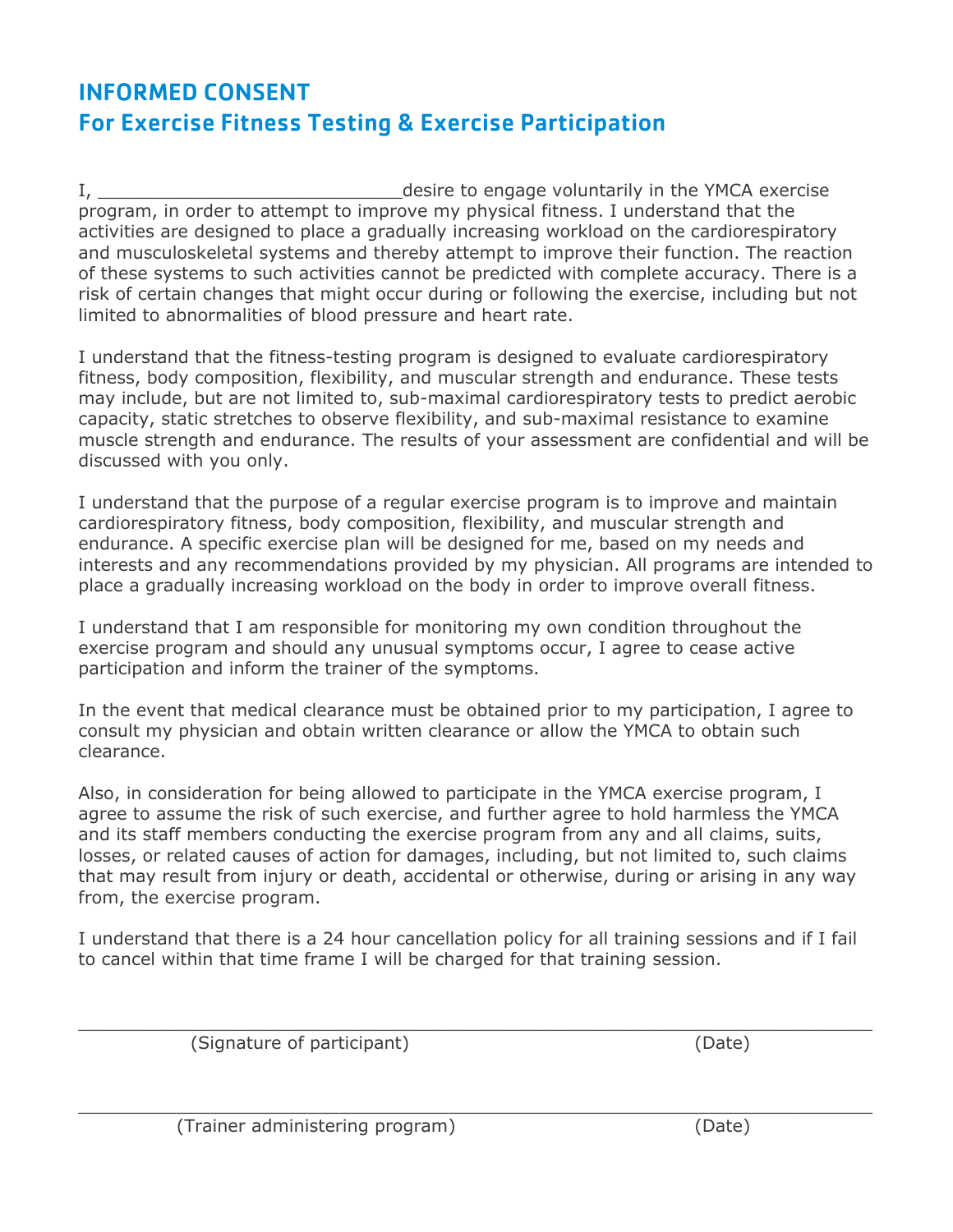# INFORMED CONSENT

## For Exercise Fitness Testing & Exercise Participation

I, ____________________________desire to engage voluntarily in the YMCA exercise program, in order to attempt to improve my physical fitness. I understand that the activities are designed to place a gradually increasing workload on the cardiorespiratory and musculoskeletal systems and thereby attempt to improve their function. The reaction of these systems to such activities cannot be predicted with complete accuracy. There is a risk of certain changes that might occur during or following the exercise, including but not limited to abnormalities of blood pressure and heart rate.

I understand that the fitness-testing program is designed to evaluate cardiorespiratory fitness, body composition, flexibility, and muscular strength and endurance. These tests may include, but are not limited to, sub-maximal cardiorespiratory tests to predict aerobic capacity, static stretches to observe flexibility, and sub-maximal resistance to examine muscle strength and endurance. The results of your assessment are confidential and will be discussed with you only.

I understand that the purpose of a regular exercise program is to improve and maintain cardiorespiratory fitness, body composition, flexibility, and muscular strength and endurance. A specific exercise plan will be designed for me, based on my needs and interests and any recommendations provided by my physician. All programs are intended to place a gradually increasing workload on the body in order to improve overall fitness.

I understand that I am responsible for monitoring my own condition throughout the exercise program and should any unusual symptoms occur, I agree to cease active participation and inform the trainer of the symptoms.

In the event that medical clearance must be obtained prior to my participation, I agree to consult my physician and obtain written clearance or allow the YMCA to obtain such clearance.

Also, in consideration for being allowed to participate in the YMCA exercise program, I agree to assume the risk of such exercise, and further agree to hold harmless the YMCA and its staff members conducting the exercise program from any and all claims, suits, losses, or related causes of action for damages, including, but not limited to, such claims that may result from injury or death, accidental or otherwise, during or arising in any way from, the exercise program.

I understand that there is a 24 hour cancellation policy for all training sessions and if I fail to cancel within that time frame I will be charged for that training session.

______________________________________________________________________

(Signature of participant) (Date)

______________________________________________________________________

(Trainer administering program) (Date)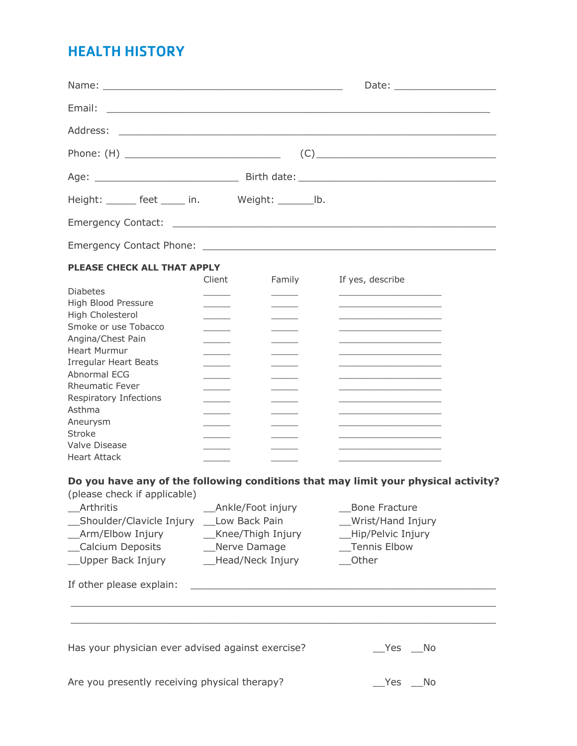# HEALTH HISTORY

Name: ________________________________________ Date: ________________

Email: ______________________________________________________________

Address: _____________________________________________________________

Phone: (H) ___________________________ (C) ____________________________

Age: _________________________ Birth date: ___________________________________

Height: _____ feet ____ in. Weight: ______lb.

Emergency Contact: ____________________________________________________

Emergency Contact Phone: ______________________________________________

**PLEASE CHECK ALL THAT APPLY**

| | Client | Family | If yes, describe |
|---|---|---|---|
| Diabetes | _____ | _____ | __________________ |
| High Blood Pressure | _____ | _____ | __________________ |
| High Cholesterol | _____ | _____ | __________________ |
| Smoke or use Tobacco | _____ | _____ | __________________ |
| Angina/Chest Pain | _____ | _____ | __________________ |
| Heart Murmur | _____ | _____ | __________________ |
| Irregular Heart Beats | _____ | _____ | __________________ |
| Abnormal ECG | _____ | _____ | __________________ |
| Rheumatic Fever | _____ | _____ | __________________ |
| Respiratory Infections | _____ | _____ | __________________ |
| Asthma | _____ | _____ | __________________ |
| Aneurysm | _____ | _____ | __________________ |
| Stroke | _____ | _____ | __________________ |
| Valve Disease | _____ | _____ | __________________ |
| Heart Attack | _____ | _____ | __________________ |

**Do you have any of the following conditions that may limit your physical activity?**
(please check if applicable)

__Arthritis
__Ankle/Foot injury
__Bone Fracture
__Shoulder/Clavicle Injury
__Low Back Pain
__Wrist/Hand Injury
__Arm/Elbow Injury
__Knee/Thigh Injury
__Hip/Pelvic Injury
__Calcium Deposits
__Nerve Damage
__Tennis Elbow
__Upper Back Injury
__Head/Neck Injury
__Other

If other please explain: ______________________________________________

______________________________________________________________________

______________________________________________________________________

Has your physician ever advised against exercise? __Yes __No

Are you presently receiving physical therapy? __Yes __No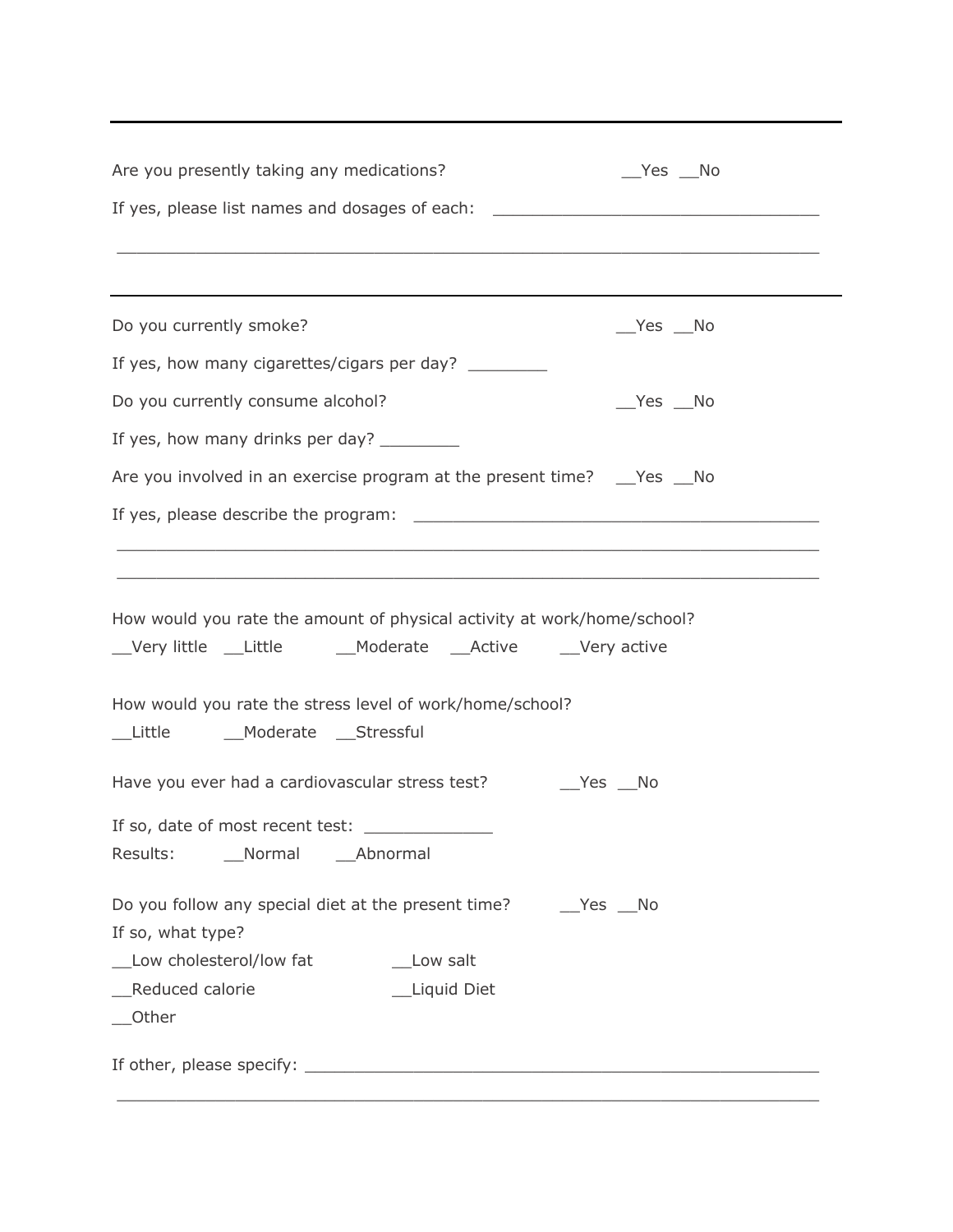---

Are you presently taking any medications? __Yes __No

If yes, please list names and dosages of each: ________________________________

______________________________________________________________________

---

Do you currently smoke? __Yes __No

If yes, how many cigarettes/cigars per day? ________

Do you currently consume alcohol? __Yes __No

If yes, how many drinks per day? ________

Are you involved in an exercise program at the present time? __Yes __No

If yes, please describe the program: ________________________________________

______________________________________________________________________

______________________________________________________________________

How would you rate the amount of physical activity at work/home/school?

__Very little __Little __Moderate __Active __Very active

How would you rate the stress level of work/home/school?

__Little __Moderate __Stressful

Have you ever had a cardiovascular stress test? __Yes __No

If so, date of most recent test: _____________

Results: __Normal __Abnormal

Do you follow any special diet at the present time? __Yes __No

If so, what type?

__Low cholesterol/low fat __Low salt

__Reduced calorie __Liquid Diet

__Other

If other, please specify: ______________________________________________________

______________________________________________________________________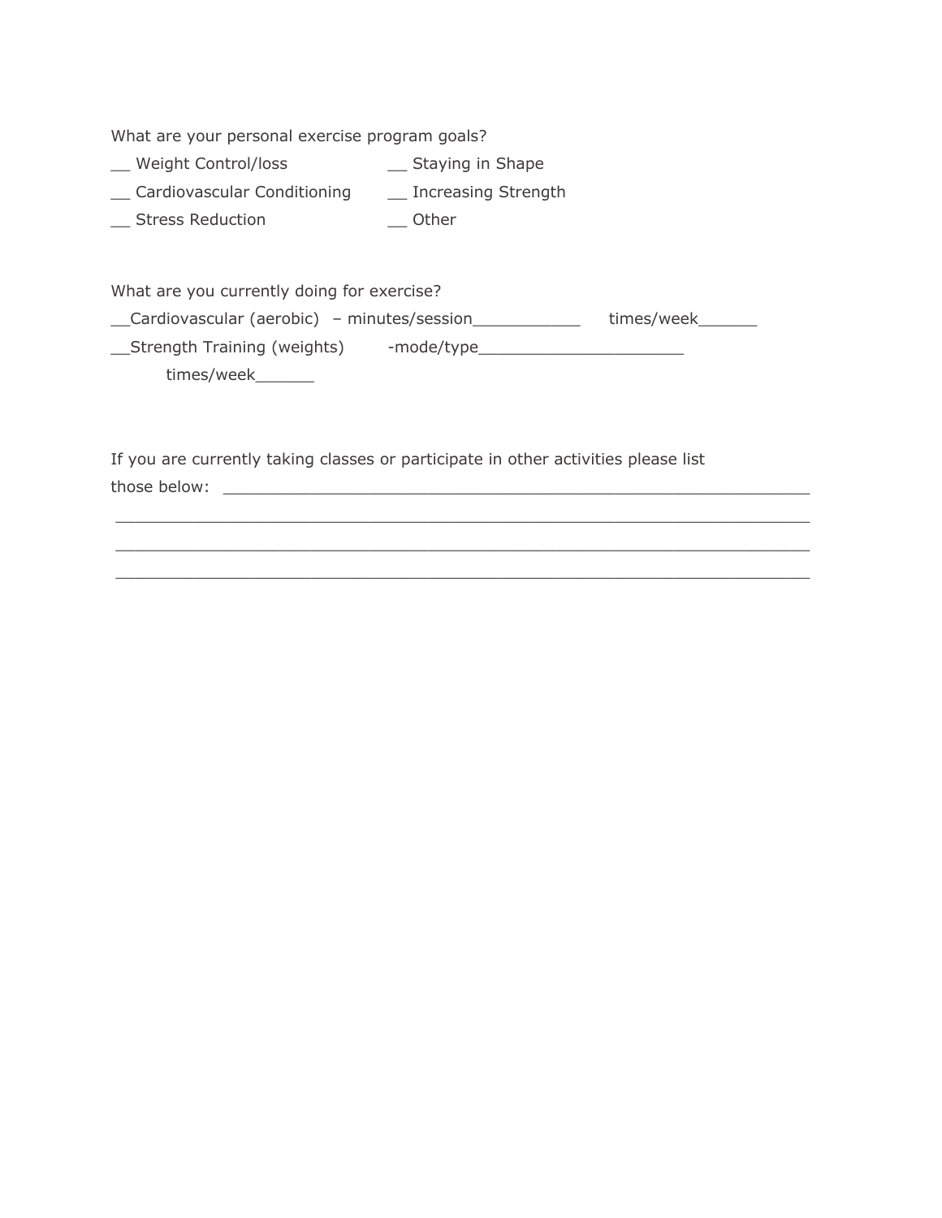What are your personal exercise program goals?

__ Weight Control/loss

__ Cardiovascular Conditioning

__ Stress Reduction

__ Staying in Shape

__ Increasing Strength

__ Other

What are you currently doing for exercise?

__Cardiovascular (aerobic) – minutes/session____________ times/week______

__Strength Training (weights) -mode/type______________________

times/week______

If you are currently taking classes or participate in other activities please list those below: _______________________________________________________________

_____________________________________________________________________________

_____________________________________________________________________________

_____________________________________________________________________________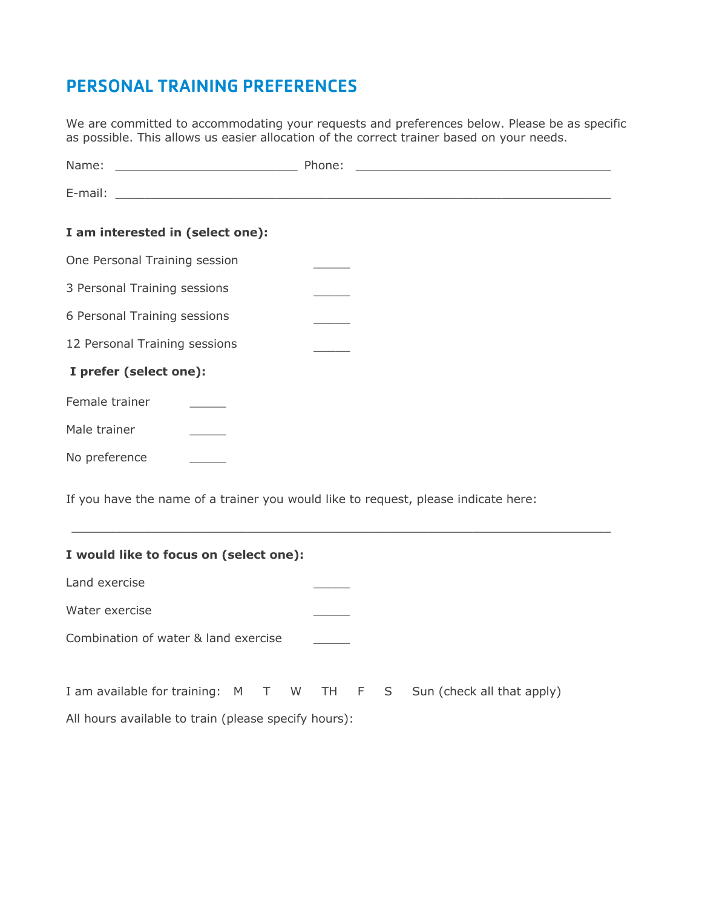# PERSONAL TRAINING PREFERENCES

We are committed to accommodating your requests and preferences below. Please be as specific as possible. This allows us easier allocation of the correct trainer based on your needs.

Name: __________________________ Phone: ____________________________________

E-mail: _______________________________________________________________________

**I am interested in (select one):**

One Personal Training session _____

3 Personal Training sessions _____

6 Personal Training sessions _____

12 Personal Training sessions _____

**I prefer (select one):**

Female trainer _____

Male trainer _____

No preference _____

If you have the name of a trainer you would like to request, please indicate here:

_____________________________________________________________________________

**I would like to focus on (select one):**

Land exercise _____

Water exercise _____

Combination of water & land exercise _____

I am available for training: M T W TH F S Sun (check all that apply)

All hours available to train (please specify hours):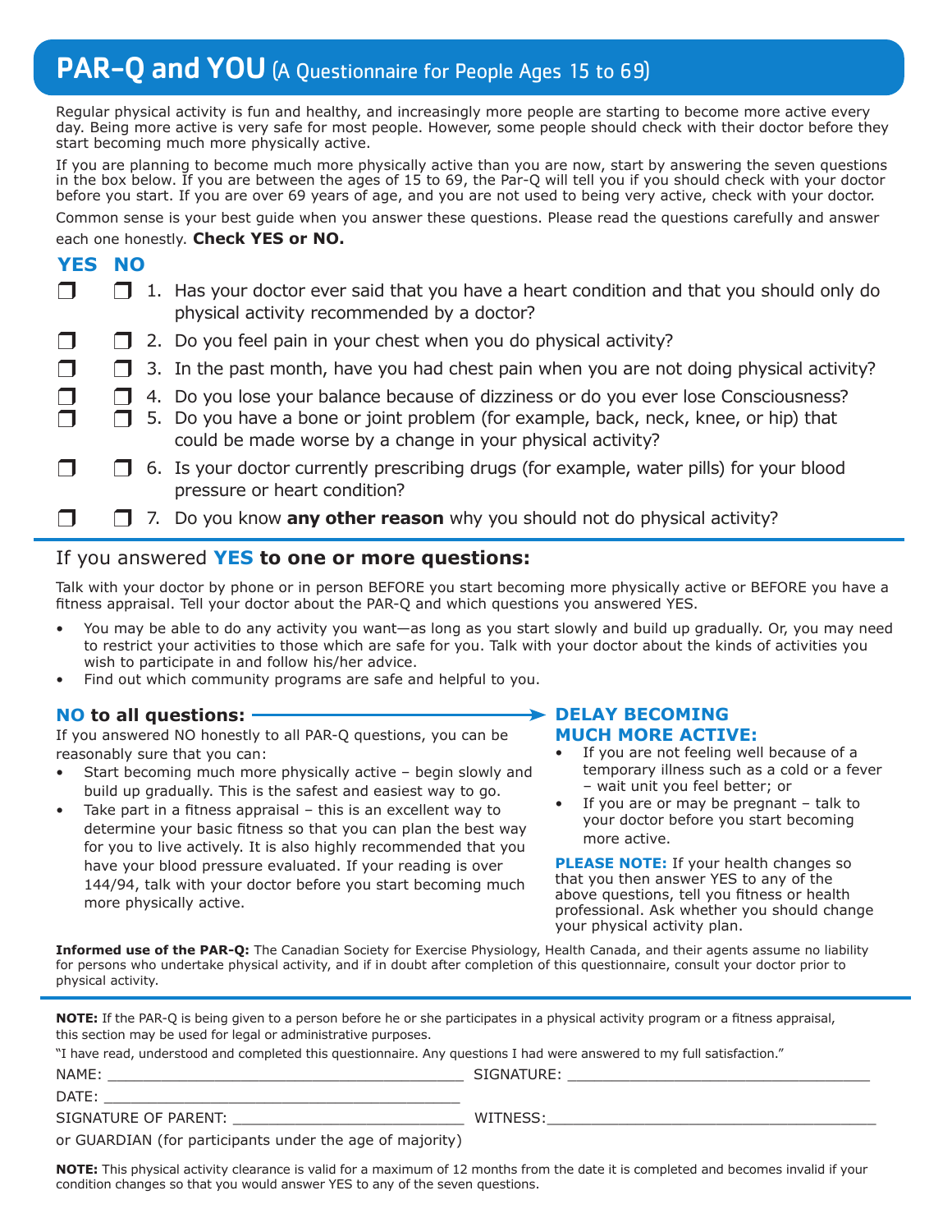# PAR-Q and YOU (A Questionnaire for People Ages 15 to 69)

Regular physical activity is fun and healthy, and increasingly more people are starting to become more active every day. Being more active is very safe for most people. However, some people should check with their doctor before they start becoming much more physically active.

If you are planning to become much more physically active than you are now, start by answering the seven questions in the box below. If you are between the ages of 15 to 69, the Par-Q will tell you if you should check with your doctor before you start. If you are over 69 years of age, and you are not used to being very active, check with your doctor.

Common sense is your best guide when you answer these questions. Please read the questions carefully and answer each one honestly. **Check YES or NO.**

| YES | NO | |
|---|---|---|
| ☐ | ☐ | 1. Has your doctor ever said that you have a heart condition and that you should only do physical activity recommended by a doctor? |
| ☐ | ☐ | 2. Do you feel pain in your chest when you do physical activity? |
| ☐ | ☐ | 3. In the past month, have you had chest pain when you are not doing physical activity? |
| ☐ | ☐ | 4. Do you lose your balance because of dizziness or do you ever lose Consciousness? |
| ☐ | ☐ | 5. Do you have a bone or joint problem (for example, back, neck, knee, or hip) that could be made worse by a change in your physical activity? |
| ☐ | ☐ | 6. Is your doctor currently prescribing drugs (for example, water pills) for your blood pressure or heart condition? |
| ☐ | ☐ | 7. Do you know **any other reason** why you should not do physical activity? |

## If you answered **YES to one or more questions:**

Talk with your doctor by phone or in person BEFORE you start becoming more physically active or BEFORE you have a fitness appraisal. Tell your doctor about the PAR-Q and which questions you answered YES.

- You may be able to do any activity you want—as long as you start slowly and build up gradually. Or, you may need to restrict your activities to those which are safe for you. Talk with your doctor about the kinds of activities you wish to participate in and follow his/her advice.
- Find out which community programs are safe and helpful to you.

### NO to all questions:

If you answered NO honestly to all PAR-Q questions, you can be reasonably sure that you can:

- Start becoming much more physically active – begin slowly and build up gradually. This is the safest and easiest way to go.
- Take part in a fitness appraisal – this is an excellent way to determine your basic fitness so that you can plan the best way for you to live actively. It is also highly recommended that you have your blood pressure evaluated. If your reading is over 144/94, talk with your doctor before you start becoming much more physically active.

### DELAY BECOMING MUCH MORE ACTIVE:

- If you are not feeling well because of a temporary illness such as a cold or a fever – wait unit you feel better; or
- If you are or may be pregnant – talk to your doctor before you start becoming more active.

**PLEASE NOTE:** If your health changes so that you then answer YES to any of the above questions, tell you fitness or health professional. Ask whether you should change your physical activity plan.

**Informed use of the PAR-Q:** The Canadian Society for Exercise Physiology, Health Canada, and their agents assume no liability for persons who undertake physical activity, and if in doubt after completion of this questionnaire, consult your doctor prior to physical activity.

**NOTE:** If the PAR-Q is being given to a person before he or she participates in a physical activity program or a fitness appraisal, this section may be used for legal or administrative purposes.

"I have read, understood and completed this questionnaire. Any questions I had were answered to my full satisfaction."

NAME: ______________________________ SIGNATURE: ______________________________

DATE: ______________________________

SIGNATURE OF PARENT: ______________________________ WITNESS: ______________________________

or GUARDIAN (for participants under the age of majority)

**NOTE:** This physical activity clearance is valid for a maximum of 12 months from the date it is completed and becomes invalid if your condition changes so that you would answer YES to any of the seven questions.